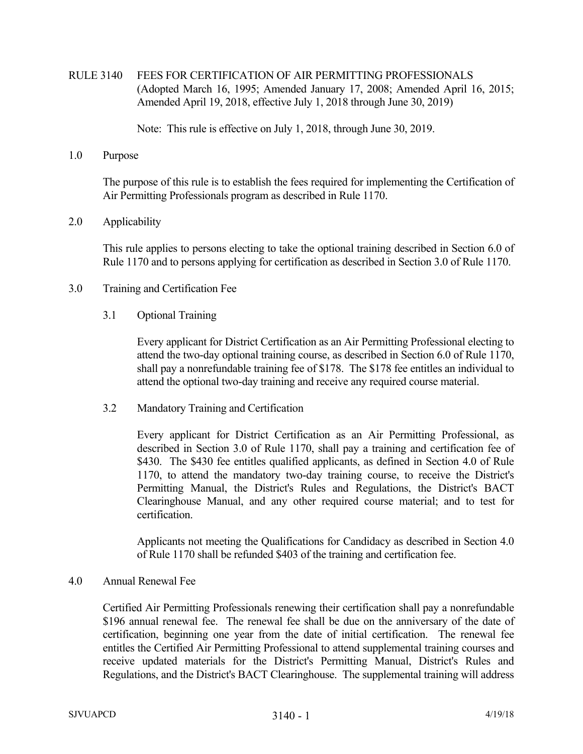# RULE 3140 FEES FOR CERTIFICATION OF AIR PERMITTING PROFESSIONALS

(Adopted March 16, 1995; Amended January 17, 2008; Amended April 16, 2015; Amended April 19, 2018, effective July 1, 2018 through June 30, 2019)

Note: This rule is effective on July 1, 2018, through June 30, 2019.

## 1.0 Purpose

The purpose of this rule is to establish the fees required for implementing the Certification of Air Permitting Professionals program as described in Rule 1170.

## 2.0 Applicability

This rule applies to persons electing to take the optional training described in Section 6.0 of Rule 1170 and to persons applying for certification as described in Section 3.0 of Rule 1170.

## 3.0 Training and Certification Fee

### 3.1 Optional Training

Every applicant for District Certification as an Air Permitting Professional electing to attend the two-day optional training course, as described in Section 6.0 of Rule 1170, shall pay a nonrefundable training fee of $178. The $178 fee entitles an individual to attend the optional two-day training and receive any required course material.

### 3.2 Mandatory Training and Certification

Every applicant for District Certification as an Air Permitting Professional, as described in Section 3.0 of Rule 1170, shall pay a training and certification fee of $430. The $430 fee entitles qualified applicants, as defined in Section 4.0 of Rule 1170, to attend the mandatory two-day training course, to receive the District's Permitting Manual, the District's Rules and Regulations, the District's BACT Clearinghouse Manual, and any other required course material; and to test for certification.

Applicants not meeting the Qualifications for Candidacy as described in Section 4.0 of Rule 1170 shall be refunded $403 of the training and certification fee.

## 4.0 Annual Renewal Fee

Certified Air Permitting Professionals renewing their certification shall pay a nonrefundable $196 annual renewal fee. The renewal fee shall be due on the anniversary of the date of certification, beginning one year from the date of initial certification. The renewal fee entitles the Certified Air Permitting Professional to attend supplemental training courses and receive updated materials for the District's Permitting Manual, District's Rules and Regulations, and the District's BACT Clearinghouse. The supplemental training will address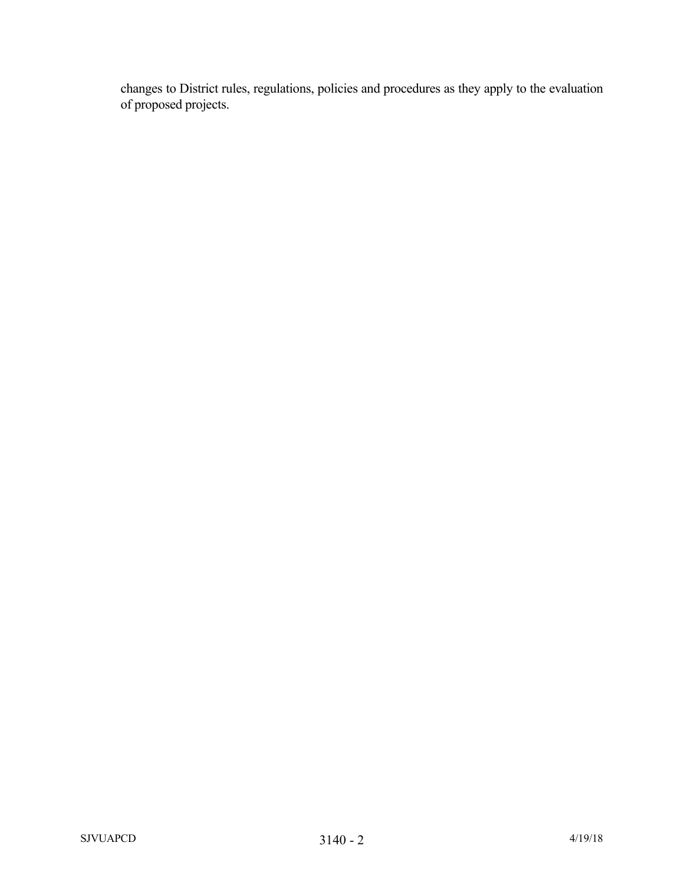changes to District rules, regulations, policies and procedures as they apply to the evaluation of proposed projects.